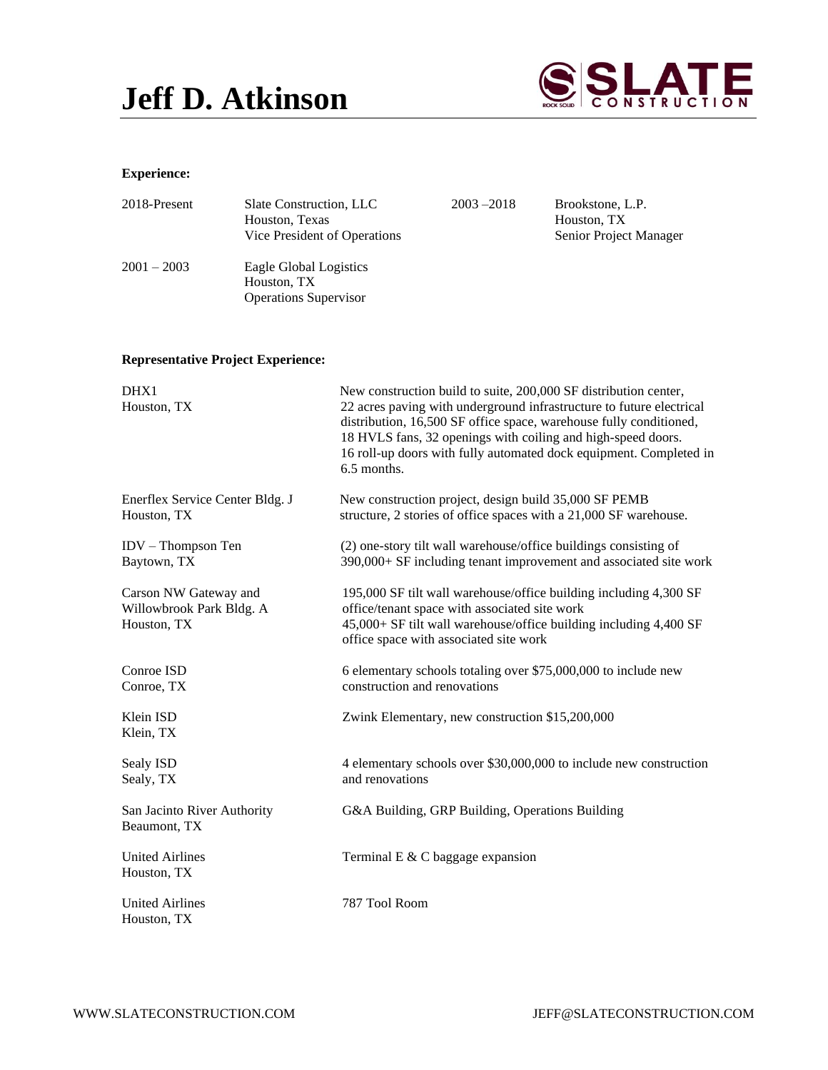# Jeff D. Atkinson

**Experience:**

| | | | |
|---|---|---|---|
| 2018-Present | Slate Construction, LLC<br>Houston, Texas<br>Vice President of Operations | 2003 –2018 | Brookstone, L.P.<br>Houston, TX<br>Senior Project Manager |
| 2001 – 2003 | Eagle Global Logistics<br>Houston, TX<br>Operations Supervisor | | |

**Representative Project Experience:**

| | |
|---|---|
| DHX1<br>Houston, TX | New construction build to suite, 200,000 SF distribution center, 22 acres paving with underground infrastructure to future electrical distribution, 16,500 SF office space, warehouse fully conditioned, 18 HVLS fans, 32 openings with coiling and high-speed doors. 16 roll-up doors with fully automated dock equipment. Completed in 6.5 months. |
| Enerflex Service Center Bldg. J<br>Houston, TX | New construction project, design build 35,000 SF PEMB structure, 2 stories of office spaces with a 21,000 SF warehouse. |
| IDV – Thompson Ten<br>Baytown, TX | (2) one-story tilt wall warehouse/office buildings consisting of 390,000+ SF including tenant improvement and associated site work |
| Carson NW Gateway and<br>Willowbrook Park Bldg. A<br>Houston, TX | 195,000 SF tilt wall warehouse/office building including 4,300 SF office/tenant space with associated site work<br>45,000+ SF tilt wall warehouse/office building including 4,400 SF office space with associated site work |
| Conroe ISD<br>Conroe, TX | 6 elementary schools totaling over $75,000,000 to include new construction and renovations |
| Klein ISD<br>Klein, TX | Zwink Elementary, new construction $15,200,000 |
| Sealy ISD<br>Sealy, TX | 4 elementary schools over $30,000,000 to include new construction and renovations |
| San Jacinto River Authority<br>Beaumont, TX | G&A Building, GRP Building, Operations Building |
| United Airlines<br>Houston, TX | Terminal E & C baggage expansion |
| United Airlines<br>Houston, TX | 787 Tool Room |

WWW.SLATECONSTRUCTION.COM JEFF@SLATECONSTRUCTION.COM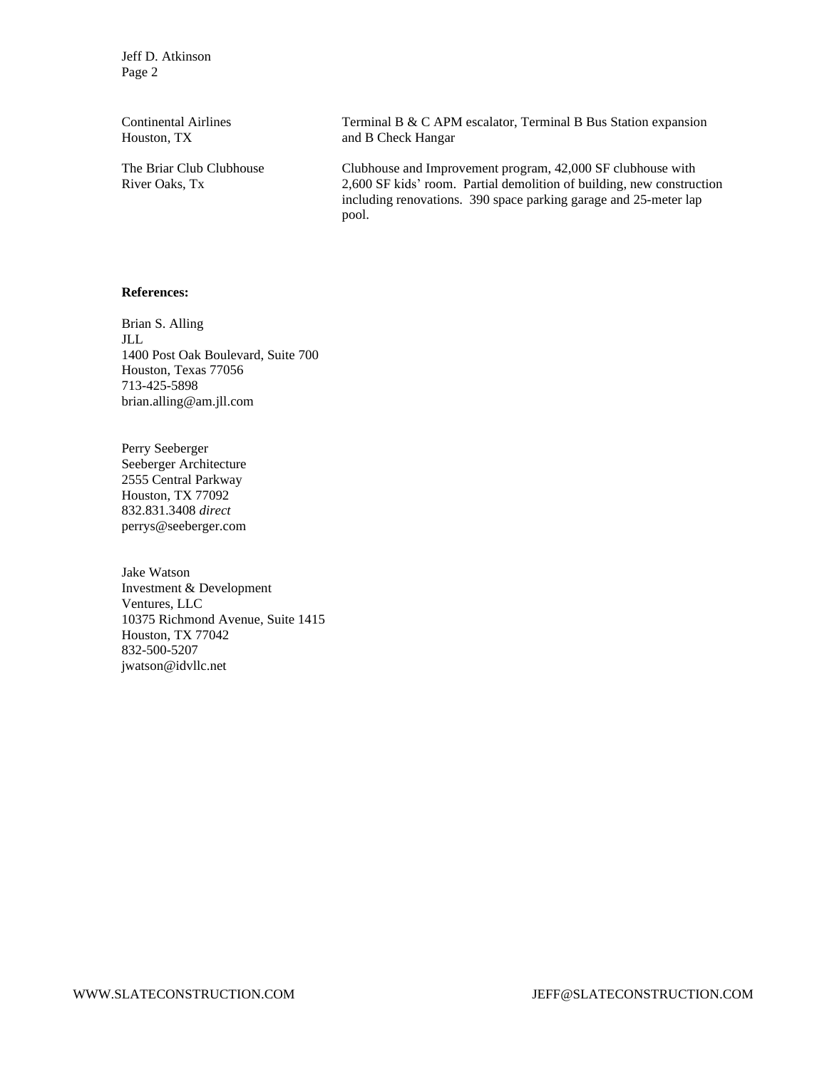| | |
|---|---|
| Continental Airlines<br>Houston, TX | Terminal B & C APM escalator, Terminal B Bus Station expansion and B Check Hangar |
| The Briar Club Clubhouse<br>River Oaks, Tx | Clubhouse and Improvement program, 42,000 SF clubhouse with 2,600 SF kids' room. Partial demolition of building, new construction including renovations. 390 space parking garage and 25-meter lap pool. |

**References:**

Brian S. Alling
JLL
1400 Post Oak Boulevard, Suite 700
Houston, Texas 77056
713-425-5898
brian.alling@am.jll.com

Perry Seeberger
Seeberger Architecture
2555 Central Parkway
Houston, TX 77092
832.831.3408 *direct*
perrys@seeberger.com

Jake Watson
Investment & Development
Ventures, LLC
10375 Richmond Avenue, Suite 1415
Houston, TX 77042
832-500-5207
jwatson@idvllc.net